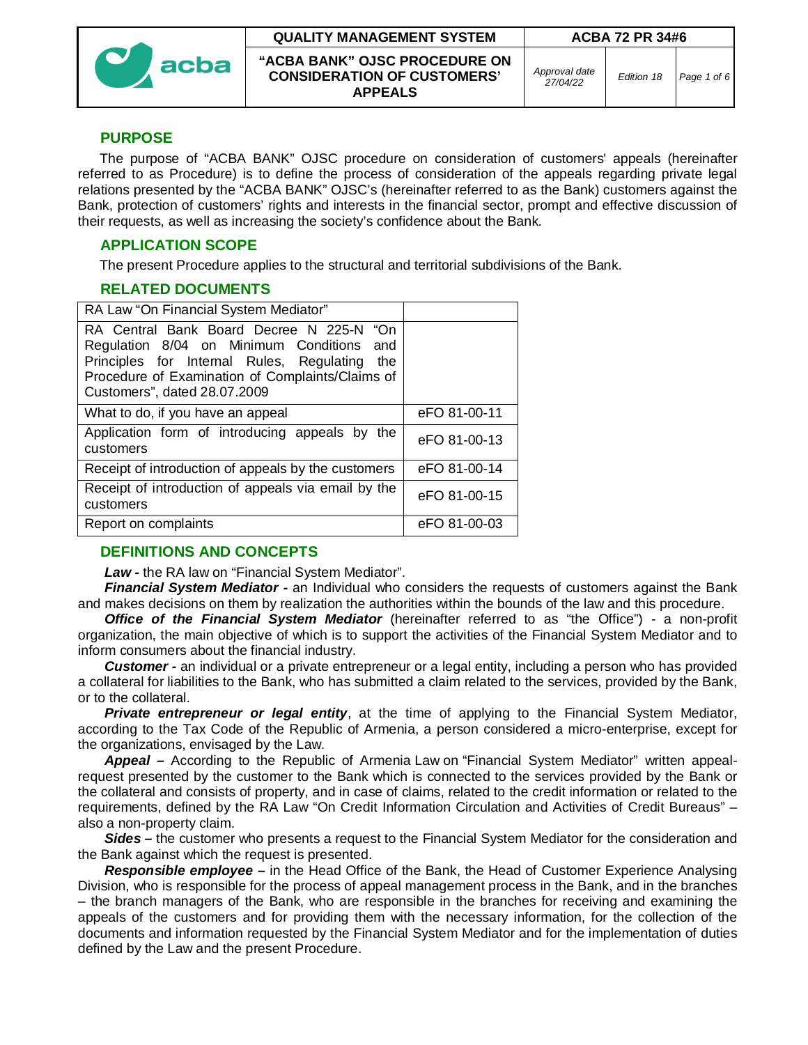## PURPOSE

The purpose of "ACBA BANK" OJSC procedure on consideration of customers' appeals (hereinafter referred to as Procedure) is to define the process of consideration of the appeals regarding private legal relations presented by the "ACBA BANK" OJSC's (hereinafter referred to as the Bank) customers against the Bank, protection of customers' rights and interests in the financial sector, prompt and effective discussion of their requests, as well as increasing the society's confidence about the Bank.

## APPLICATION SCOPE

The present Procedure applies to the structural and territorial subdivisions of the Bank.

## RELATED DOCUMENTS

| RA Law "On Financial System Mediator" | |
|---|---|
| RA Central Bank Board Decree N 225-N "On Regulation 8/04 on Minimum Conditions and Principles for Internal Rules, Regulating the Procedure of Examination of Complaints/Claims of Customers", dated 28.07.2009 | |
| What to do, if you have an appeal | eFO 81-00-11 |
| Application form of introducing appeals by the customers | eFO 81-00-13 |
| Receipt of introduction of appeals by the customers | eFO 81-00-14 |
| Receipt of introduction of appeals via email by the customers | eFO 81-00-15 |
| Report on complaints | eFO 81-00-03 |

## DEFINITIONS AND CONCEPTS

***Law -*** the RA law on "Financial System Mediator".

***Financial System Mediator -*** an Individual who considers the requests of customers against the Bank and makes decisions on them by realization the authorities within the bounds of the law and this procedure.

***Office of the Financial System Mediator*** (hereinafter referred to as "the Office") - a non-profit organization, the main objective of which is to support the activities of the Financial System Mediator and to inform consumers about the financial industry.

***Customer -*** an individual or a private entrepreneur or a legal entity, including a person who has provided a collateral for liabilities to the Bank, who has submitted a claim related to the services, provided by the Bank, or to the collateral.

***Private entrepreneur or legal entity***, at the time of applying to the Financial System Mediator, according to the Tax Code of the Republic of Armenia, a person considered a micro-enterprise, except for the organizations, envisaged by the Law.

***Appeal –*** According to the Republic of Armenia Law on "Financial System Mediator" written appeal-request presented by the customer to the Bank which is connected to the services provided by the Bank or the collateral and consists of property, and in case of claims, related to the credit information or related to the requirements, defined by the RA Law "On Credit Information Circulation and Activities of Credit Bureaus" – also a non-property claim.

***Sides –*** the customer who presents a request to the Financial System Mediator for the consideration and the Bank against which the request is presented.

***Responsible employee –*** in the Head Office of the Bank, the Head of Customer Experience Analysing Division, who is responsible for the process of appeal management process in the Bank, and in the branches – the branch managers of the Bank, who are responsible in the branches for receiving and examining the appeals of the customers and for providing them with the necessary information, for the collection of the documents and information requested by the Financial System Mediator and for the implementation of duties defined by the Law and the present Procedure.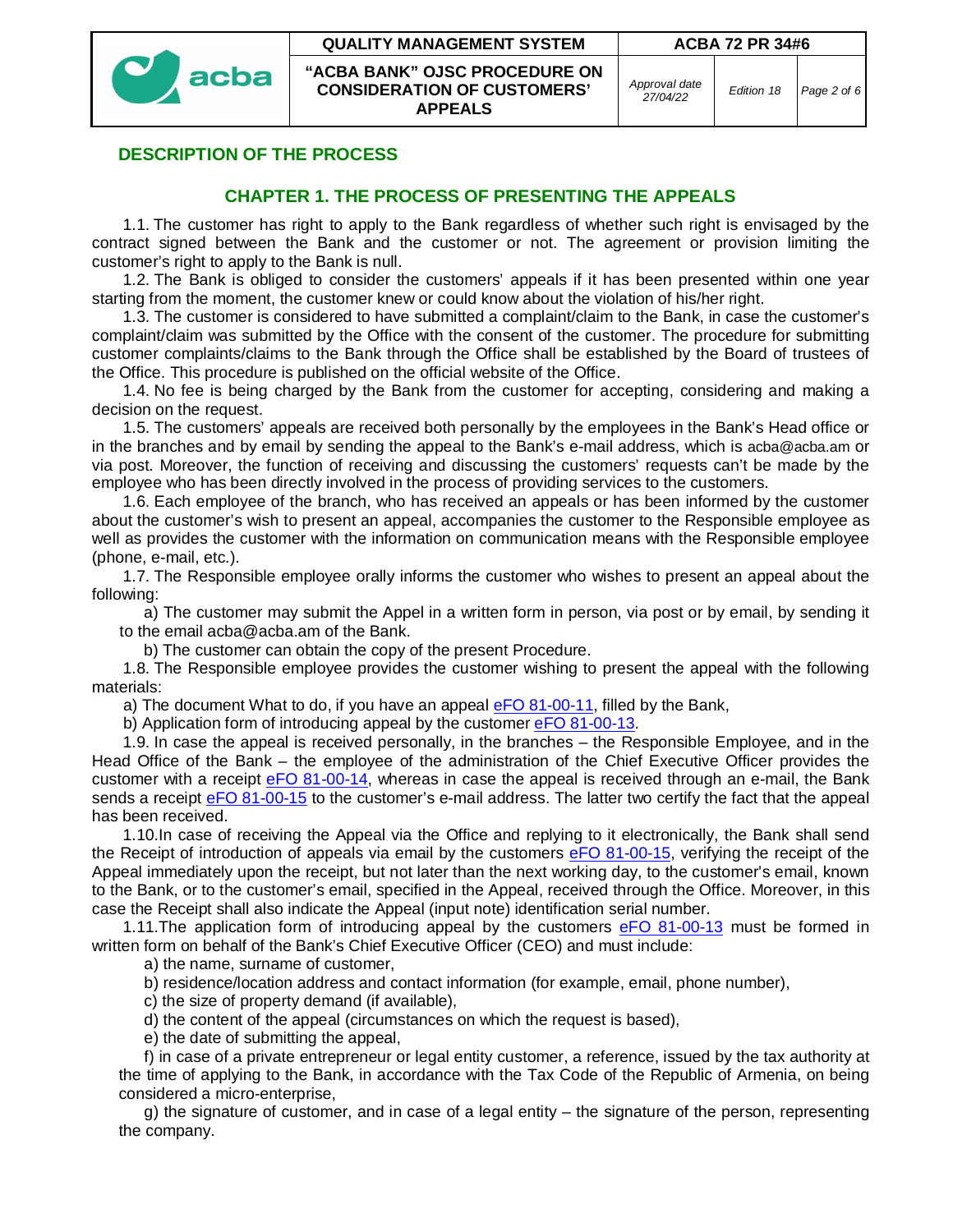## DESCRIPTION OF THE PROCESS

### CHAPTER 1. THE PROCESS OF PRESENTING THE APPEALS

1.1. The customer has right to apply to the Bank regardless of whether such right is envisaged by the contract signed between the Bank and the customer or not. The agreement or provision limiting the customer's right to apply to the Bank is null.

1.2. The Bank is obliged to consider the customers' appeals if it has been presented within one year starting from the moment, the customer knew or could know about the violation of his/her right.

1.3. The customer is considered to have submitted a complaint/claim to the Bank, in case the customer's complaint/claim was submitted by the Office with the consent of the customer. The procedure for submitting customer complaints/claims to the Bank through the Office shall be established by the Board of trustees of the Office. This procedure is published on the official website of the Office.

1.4. No fee is being charged by the Bank from the customer for accepting, considering and making a decision on the request.

1.5. The customers' appeals are received both personally by the employees in the Bank's Head office or in the branches and by email by sending the appeal to the Bank's e-mail address, which is acba@acba.am or via post. Moreover, the function of receiving and discussing the customers' requests can't be made by the employee who has been directly involved in the process of providing services to the customers.

1.6. Each employee of the branch, who has received an appeals or has been informed by the customer about the customer's wish to present an appeal, accompanies the customer to the Responsible employee as well as provides the customer with the information on communication means with the Responsible employee (phone, e-mail, etc.).

1.7. The Responsible employee orally informs the customer who wishes to present an appeal about the following:

a) The customer may submit the Appel in a written form in person, via post or by email, by sending it to the email acba@acba.am of the Bank.

b) The customer can obtain the copy of the present Procedure.

1.8. The Responsible employee provides the customer wishing to present the appeal with the following materials:

a) The document What to do, if you have an appeal eFO 81-00-11, filled by the Bank,

b) Application form of introducing appeal by the customer eFO 81-00-13.

1.9. In case the appeal is received personally, in the branches – the Responsible Employee, and in the Head Office of the Bank – the employee of the administration of the Chief Executive Officer provides the customer with a receipt eFO 81-00-14, whereas in case the appeal is received through an e-mail, the Bank sends a receipt eFO 81-00-15 to the customer's e-mail address. The latter two certify the fact that the appeal has been received.

1.10.In case of receiving the Appeal via the Office and replying to it electronically, the Bank shall send the Receipt of introduction of appeals via email by the customers eFO 81-00-15, verifying the receipt of the Appeal immediately upon the receipt, but not later than the next working day, to the customer's email, known to the Bank, or to the customer's email, specified in the Appeal, received through the Office. Moreover, in this case the Receipt shall also indicate the Appeal (input note) identification serial number.

1.11.The application form of introducing appeal by the customers eFO 81-00-13 must be formed in written form on behalf of the Bank's Chief Executive Officer (CEO) and must include:

a) the name, surname of customer,

b) residence/location address and contact information (for example, email, phone number),

c) the size of property demand (if available),

d) the content of the appeal (circumstances on which the request is based),

e) the date of submitting the appeal,

f) in case of a private entrepreneur or legal entity customer, a reference, issued by the tax authority at the time of applying to the Bank, in accordance with the Tax Code of the Republic of Armenia, on being considered a micro-enterprise,

g) the signature of customer, and in case of a legal entity – the signature of the person, representing the company.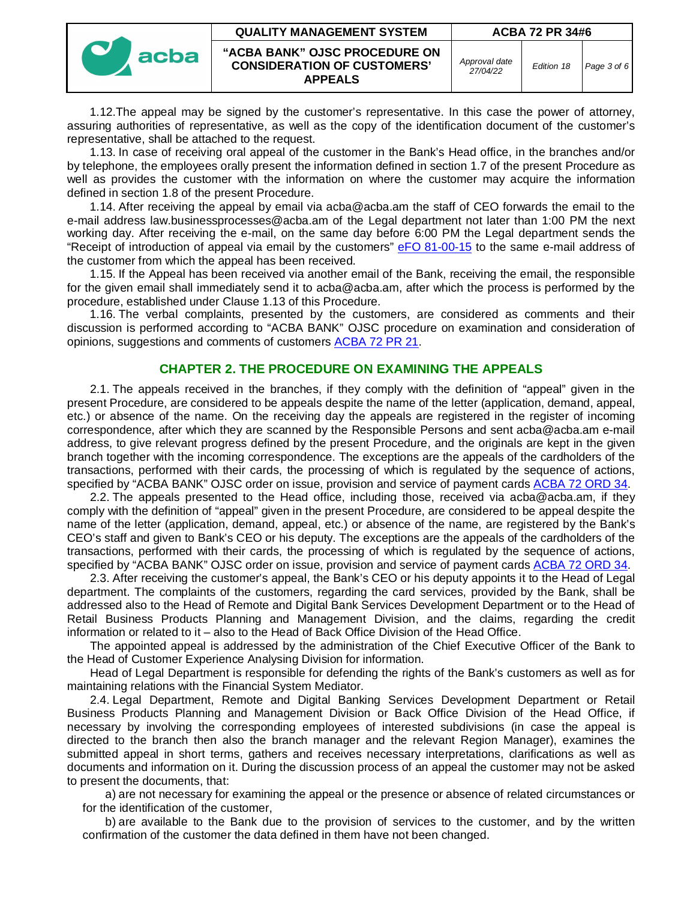1.12.The appeal may be signed by the customer's representative. In this case the power of attorney, assuring authorities of representative, as well as the copy of the identification document of the customer's representative, shall be attached to the request.

1.13. In case of receiving oral appeal of the customer in the Bank's Head office, in the branches and/or by telephone, the employees orally present the information defined in section 1.7 of the present Procedure as well as provides the customer with the information on where the customer may acquire the information defined in section 1.8 of the present Procedure.

1.14. After receiving the appeal by email via acba@acba.am the staff of CEO forwards the email to the e-mail address law.businessprocesses@acba.am of the Legal department not later than 1:00 PM the next working day. After receiving the e-mail, on the same day before 6:00 PM the Legal department sends the "Receipt of introduction of appeal via email by the customers" eFO 81-00-15 to the same e-mail address of the customer from which the appeal has been received.

1.15. If the Appeal has been received via another email of the Bank, receiving the email, the responsible for the given email shall immediately send it to acba@acba.am, after which the process is performed by the procedure, established under Clause 1.13 of this Procedure.

1.16. The verbal complaints, presented by the customers, are considered as comments and their discussion is performed according to "ACBA BANK" OJSC procedure on examination and consideration of opinions, suggestions and comments of customers ACBA 72 PR 21.

## CHAPTER 2. THE PROCEDURE ON EXAMINING THE APPEALS

2.1. The appeals received in the branches, if they comply with the definition of "appeal" given in the present Procedure, are considered to be appeals despite the name of the letter (application, demand, appeal, etc.) or absence of the name. On the receiving day the appeals are registered in the register of incoming correspondence, after which they are scanned by the Responsible Persons and sent acba@acba.am e-mail address, to give relevant progress defined by the present Procedure, and the originals are kept in the given branch together with the incoming correspondence. The exceptions are the appeals of the cardholders of the transactions, performed with their cards, the processing of which is regulated by the sequence of actions, specified by "ACBA BANK" OJSC order on issue, provision and service of payment cards ACBA 72 ORD 34.

2.2. The appeals presented to the Head office, including those, received via acba@acba.am, if they comply with the definition of "appeal" given in the present Procedure, are considered to be appeal despite the name of the letter (application, demand, appeal, etc.) or absence of the name, are registered by the Bank's CEO's staff and given to Bank's CEO or his deputy. The exceptions are the appeals of the cardholders of the transactions, performed with their cards, the processing of which is regulated by the sequence of actions, specified by "ACBA BANK" OJSC order on issue, provision and service of payment cards ACBA 72 ORD 34.

2.3. After receiving the customer's appeal, the Bank's CEO or his deputy appoints it to the Head of Legal department. The complaints of the customers, regarding the card services, provided by the Bank, shall be addressed also to the Head of Remote and Digital Bank Services Development Department or to the Head of Retail Business Products Planning and Management Division, and the claims, regarding the credit information or related to it – also to the Head of Back Office Division of the Head Office.

The appointed appeal is addressed by the administration of the Chief Executive Officer of the Bank to the Head of Customer Experience Analysing Division for information.

Head of Legal Department is responsible for defending the rights of the Bank's customers as well as for maintaining relations with the Financial System Mediator.

2.4. Legal Department, Remote and Digital Banking Services Development Department or Retail Business Products Planning and Management Division or Back Office Division of the Head Office, if necessary by involving the corresponding employees of interested subdivisions (in case the appeal is directed to the branch then also the branch manager and the relevant Region Manager), examines the submitted appeal in short terms, gathers and receives necessary interpretations, clarifications as well as documents and information on it. During the discussion process of an appeal the customer may not be asked to present the documents, that:

a) are not necessary for examining the appeal or the presence or absence of related circumstances or for the identification of the customer,

b) are available to the Bank due to the provision of services to the customer, and by the written confirmation of the customer the data defined in them have not been changed.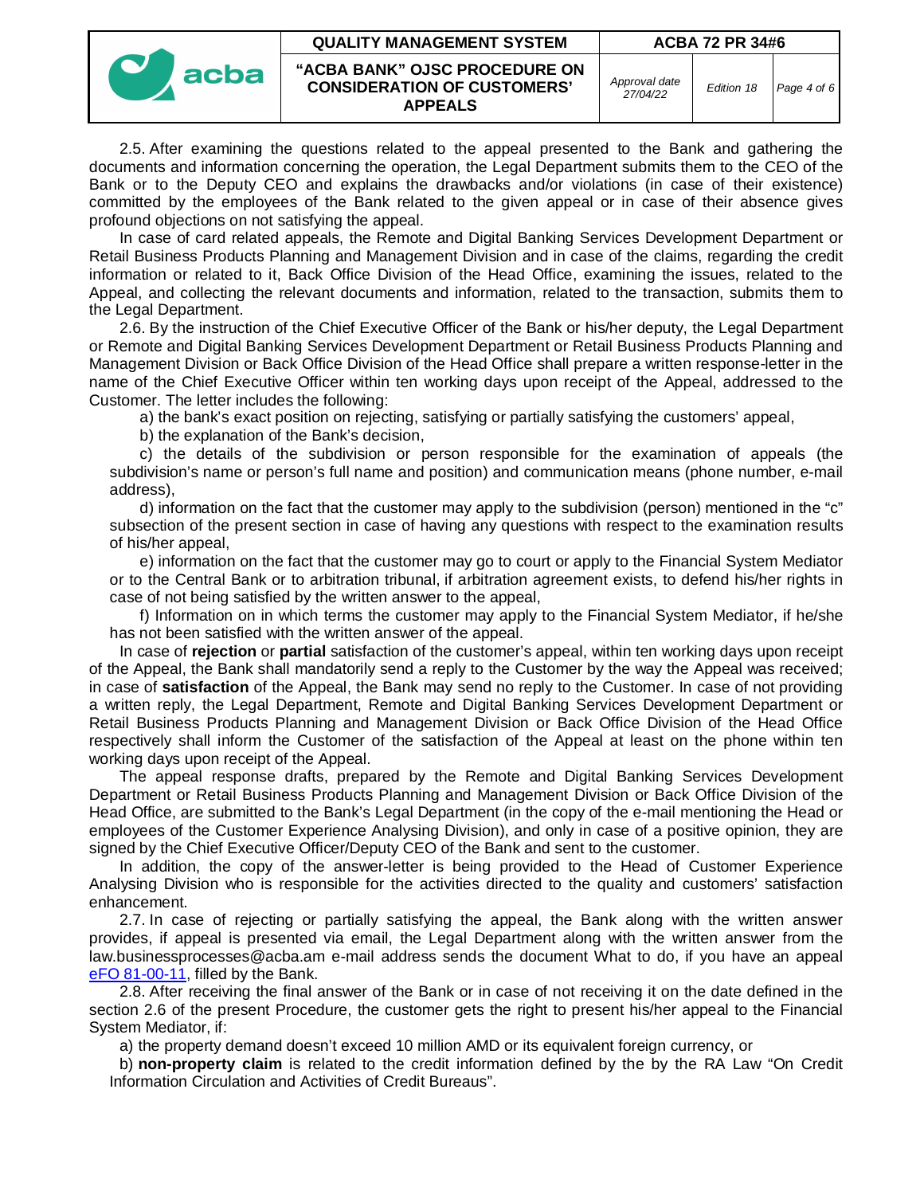2.5. After examining the questions related to the appeal presented to the Bank and gathering the documents and information concerning the operation, the Legal Department submits them to the CEO of the Bank or to the Deputy CEO and explains the drawbacks and/or violations (in case of their existence) committed by the employees of the Bank related to the given appeal or in case of their absence gives profound objections on not satisfying the appeal.

In case of card related appeals, the Remote and Digital Banking Services Development Department or Retail Business Products Planning and Management Division and in case of the claims, regarding the credit information or related to it, Back Office Division of the Head Office, examining the issues, related to the Appeal, and collecting the relevant documents and information, related to the transaction, submits them to the Legal Department.

2.6. By the instruction of the Chief Executive Officer of the Bank or his/her deputy, the Legal Department or Remote and Digital Banking Services Development Department or Retail Business Products Planning and Management Division or Back Office Division of the Head Office shall prepare a written response-letter in the name of the Chief Executive Officer within ten working days upon receipt of the Appeal, addressed to the Customer. The letter includes the following:

a) the bank's exact position on rejecting, satisfying or partially satisfying the customers' appeal,

b) the explanation of the Bank's decision,

c) the details of the subdivision or person responsible for the examination of appeals (the subdivision's name or person's full name and position) and communication means (phone number, e-mail address),

d) information on the fact that the customer may apply to the subdivision (person) mentioned in the "c" subsection of the present section in case of having any questions with respect to the examination results of his/her appeal,

e) information on the fact that the customer may go to court or apply to the Financial System Mediator or to the Central Bank or to arbitration tribunal, if arbitration agreement exists, to defend his/her rights in case of not being satisfied by the written answer to the appeal,

f) Information on in which terms the customer may apply to the Financial System Mediator, if he/she has not been satisfied with the written answer of the appeal.

In case of **rejection** or **partial** satisfaction of the customer's appeal, within ten working days upon receipt of the Appeal, the Bank shall mandatorily send a reply to the Customer by the way the Appeal was received; in case of **satisfaction** of the Appeal, the Bank may send no reply to the Customer. In case of not providing a written reply, the Legal Department, Remote and Digital Banking Services Development Department or Retail Business Products Planning and Management Division or Back Office Division of the Head Office respectively shall inform the Customer of the satisfaction of the Appeal at least on the phone within ten working days upon receipt of the Appeal.

The appeal response drafts, prepared by the Remote and Digital Banking Services Development Department or Retail Business Products Planning and Management Division or Back Office Division of the Head Office, are submitted to the Bank's Legal Department (in the copy of the e-mail mentioning the Head or employees of the Customer Experience Analysing Division), and only in case of a positive opinion, they are signed by the Chief Executive Officer/Deputy CEO of the Bank and sent to the customer.

In addition, the copy of the answer-letter is being provided to the Head of Customer Experience Analysing Division who is responsible for the activities directed to the quality and customers' satisfaction enhancement.

2.7. In case of rejecting or partially satisfying the appeal, the Bank along with the written answer provides, if appeal is presented via email, the Legal Department along with the written answer from the law.businessprocesses@acba.am e-mail address sends the document What to do, if you have an appeal eFO 81-00-11, filled by the Bank.

2.8. After receiving the final answer of the Bank or in case of not receiving it on the date defined in the section 2.6 of the present Procedure, the customer gets the right to present his/her appeal to the Financial System Mediator, if:

a) the property demand doesn't exceed 10 million AMD or its equivalent foreign currency, or

b) **non-property claim** is related to the credit information defined by the by the RA Law "On Credit Information Circulation and Activities of Credit Bureaus".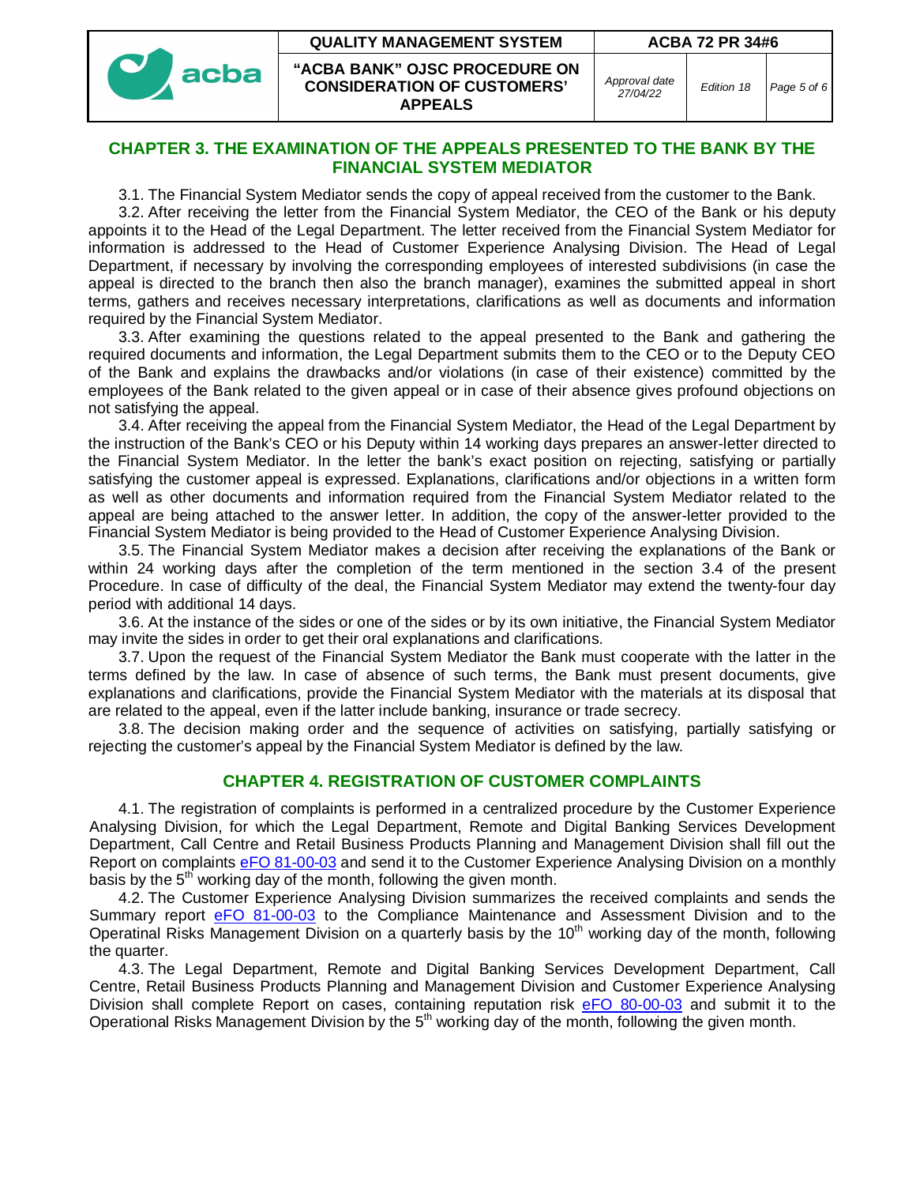## CHAPTER 3. THE EXAMINATION OF THE APPEALS PRESENTED TO THE BANK BY THE FINANCIAL SYSTEM MEDIATOR

3.1. The Financial System Mediator sends the copy of appeal received from the customer to the Bank.

3.2. After receiving the letter from the Financial System Mediator, the CEO of the Bank or his deputy appoints it to the Head of the Legal Department. The letter received from the Financial System Mediator for information is addressed to the Head of Customer Experience Analysing Division. The Head of Legal Department, if necessary by involving the corresponding employees of interested subdivisions (in case the appeal is directed to the branch then also the branch manager), examines the submitted appeal in short terms, gathers and receives necessary interpretations, clarifications as well as documents and information required by the Financial System Mediator.

3.3. After examining the questions related to the appeal presented to the Bank and gathering the required documents and information, the Legal Department submits them to the CEO or to the Deputy CEO of the Bank and explains the drawbacks and/or violations (in case of their existence) committed by the employees of the Bank related to the given appeal or in case of their absence gives profound objections on not satisfying the appeal.

3.4. After receiving the appeal from the Financial System Mediator, the Head of the Legal Department by the instruction of the Bank's CEO or his Deputy within 14 working days prepares an answer-letter directed to the Financial System Mediator. In the letter the bank's exact position on rejecting, satisfying or partially satisfying the customer appeal is expressed. Explanations, clarifications and/or objections in a written form as well as other documents and information required from the Financial System Mediator related to the appeal are being attached to the answer letter. In addition, the copy of the answer-letter provided to the Financial System Mediator is being provided to the Head of Customer Experience Analysing Division.

3.5. The Financial System Mediator makes a decision after receiving the explanations of the Bank or within 24 working days after the completion of the term mentioned in the section 3.4 of the present Procedure. In case of difficulty of the deal, the Financial System Mediator may extend the twenty-four day period with additional 14 days.

3.6. At the instance of the sides or one of the sides or by its own initiative, the Financial System Mediator may invite the sides in order to get their oral explanations and clarifications.

3.7. Upon the request of the Financial System Mediator the Bank must cooperate with the latter in the terms defined by the law. In case of absence of such terms, the Bank must present documents, give explanations and clarifications, provide the Financial System Mediator with the materials at its disposal that are related to the appeal, even if the latter include banking, insurance or trade secrecy.

3.8. The decision making order and the sequence of activities on satisfying, partially satisfying or rejecting the customer's appeal by the Financial System Mediator is defined by the law.

## CHAPTER 4. REGISTRATION OF CUSTOMER COMPLAINTS

4.1. The registration of complaints is performed in a centralized procedure by the Customer Experience Analysing Division, for which the Legal Department, Remote and Digital Banking Services Development Department, Call Centre and Retail Business Products Planning and Management Division shall fill out the Report on complaints eFO 81-00-03 and send it to the Customer Experience Analysing Division on a monthly basis by the 5th working day of the month, following the given month.

4.2. The Customer Experience Analysing Division summarizes the received complaints and sends the Summary report eFO 81-00-03 to the Compliance Maintenance and Assessment Division and to the Operatinal Risks Management Division on a quarterly basis by the 10th working day of the month, following the quarter.

4.3. The Legal Department, Remote and Digital Banking Services Development Department, Call Centre, Retail Business Products Planning and Management Division and Customer Experience Analysing Division shall complete Report on cases, containing reputation risk eFO 80-00-03 and submit it to the Operational Risks Management Division by the 5th working day of the month, following the given month.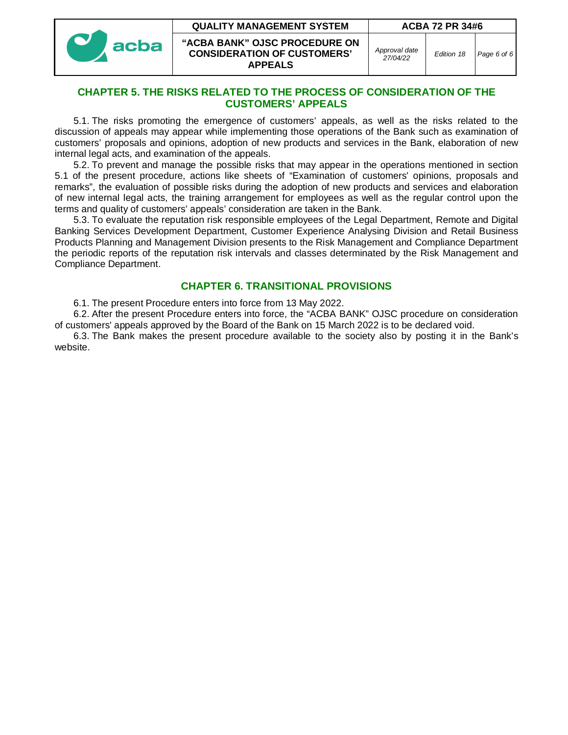## CHAPTER 5. THE RISKS RELATED TO THE PROCESS OF CONSIDERATION OF THE CUSTOMERS' APPEALS

5.1. The risks promoting the emergence of customers' appeals, as well as the risks related to the discussion of appeals may appear while implementing those operations of the Bank such as examination of customers' proposals and opinions, adoption of new products and services in the Bank, elaboration of new internal legal acts, and examination of the appeals.

5.2. To prevent and manage the possible risks that may appear in the operations mentioned in section 5.1 of the present procedure, actions like sheets of "Examination of customers' opinions, proposals and remarks", the evaluation of possible risks during the adoption of new products and services and elaboration of new internal legal acts, the training arrangement for employees as well as the regular control upon the terms and quality of customers' appeals' consideration are taken in the Bank.

5.3. To evaluate the reputation risk responsible employees of the Legal Department, Remote and Digital Banking Services Development Department, Customer Experience Analysing Division and Retail Business Products Planning and Management Division presents to the Risk Management and Compliance Department the periodic reports of the reputation risk intervals and classes determinated by the Risk Management and Compliance Department.

## CHAPTER 6. TRANSITIONAL PROVISIONS

6.1. The present Procedure enters into force from 13 May 2022.

6.2. After the present Procedure enters into force, the "ACBA BANK" OJSC procedure on consideration of customers' appeals approved by the Board of the Bank on 15 March 2022 is to be declared void.

6.3. The Bank makes the present procedure available to the society also by posting it in the Bank's website.